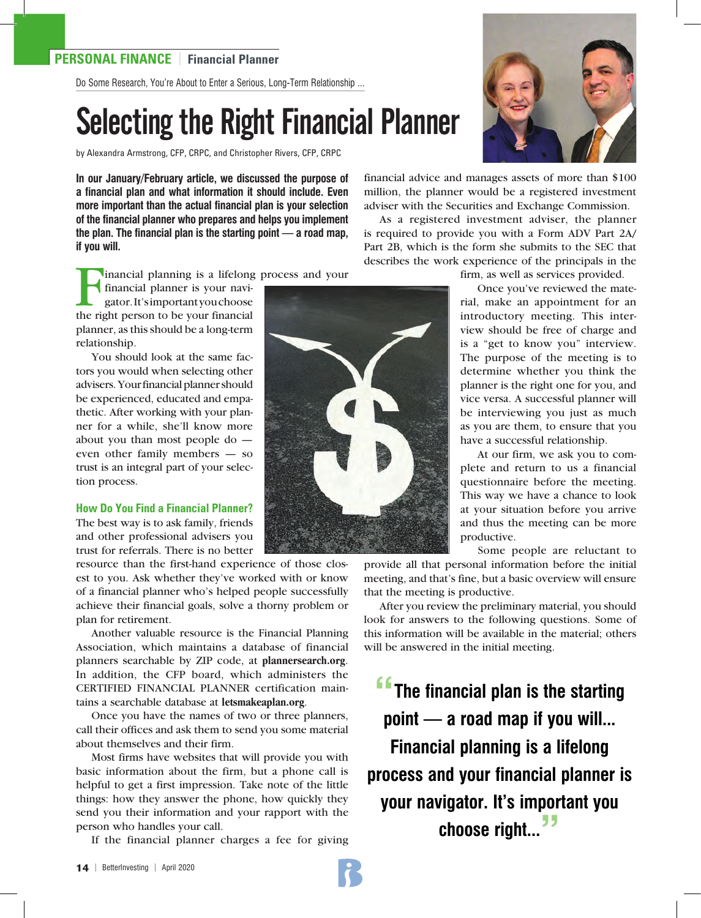**PERSONAL FINANCE** | **Financial Planner**

Do Some Research, You're About to Enter a Serious, Long-Term Relationship ...

# Selecting the Right Financial Planner

by Alexandra Armstrong, CFP, CRPC, and Christopher Rivers, CFP, CRPC

**In our January/February article, we discussed the purpose of a financial plan and what information it should include. Even more important than the actual financial plan is your selection of the financial planner who prepares and helps you implement the plan. The financial plan is the starting point — a road map, if you will.**

Financial planning is a lifelong process and your financial planner is your navigator. It's important you choose the right person to be your financial planner, as this should be a long-term relationship.

You should look at the same factors you would when selecting other advisers. Your financial planner should be experienced, educated and empathetic. After working with your planner for a while, she'll know more about you than most people do — even other family members — so trust is an integral part of your selection process.

### How Do You Find a Financial Planner?

The best way is to ask family, friends and other professional advisers you trust for referrals. There is no better resource than the first-hand experience of those closest to you. Ask whether they've worked with or know of a financial planner who's helped people successfully achieve their financial goals, solve a thorny problem or plan for retirement.

Another valuable resource is the Financial Planning Association, which maintains a database of financial planners searchable by ZIP code, at **plannersearch.org**. In addition, the CFP board, which administers the CERTIFIED FINANCIAL PLANNER certification maintains a searchable database at **letsmakeaplan.org**.

Once you have the names of two or three planners, call their offices and ask them to send you some material about themselves and their firm.

Most firms have websites that will provide you with basic information about the firm, but a phone call is helpful to get a first impression. Take note of the little things: how they answer the phone, how quickly they send you their information and your rapport with the person who handles your call.

If the financial planner charges a fee for giving financial advice and manages assets of more than $100 million, the planner would be a registered investment adviser with the Securities and Exchange Commission.

As a registered investment adviser, the planner is required to provide you with a Form ADV Part 2A/Part 2B, which is the form she submits to the SEC that describes the work experience of the principals in the firm, as well as services provided.

Once you've reviewed the material, make an appointment for an introductory meeting. This interview should be free of charge and is a "get to know you" interview. The purpose of the meeting is to determine whether you think the planner is the right one for you, and vice versa. A successful planner will be interviewing you just as much as you are them, to ensure that you have a successful relationship.

At our firm, we ask you to complete and return to us a financial questionnaire before the meeting. This way we have a chance to look at your situation before you arrive and thus the meeting can be more productive.

Some people are reluctant to provide all that personal information before the initial meeting, and that's fine, but a basic overview will ensure that the meeting is productive.

After you review the preliminary material, you should look for answers to the following questions. Some of this information will be available in the material; others will be answered in the initial meeting.

> **"The financial plan is the starting point — a road map if you will... Financial planning is a lifelong process and your financial planner is your navigator. It's important you choose right..."**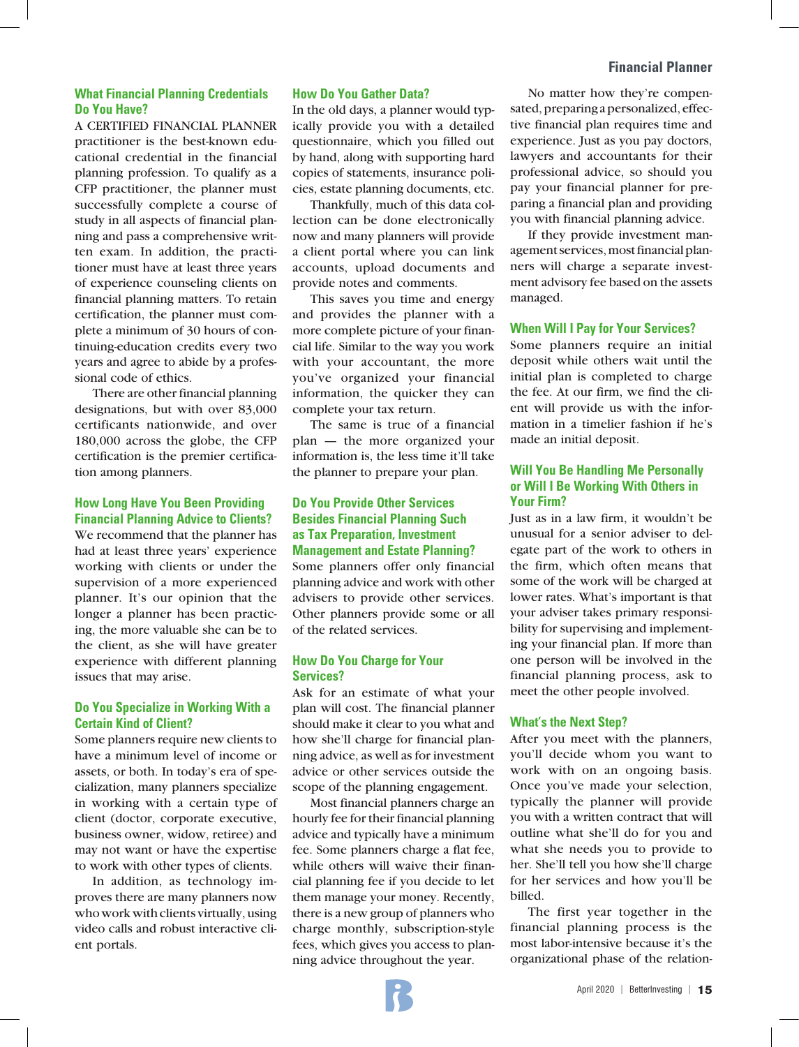### What Financial Planning Credentials Do You Have?

A CERTIFIED FINANCIAL PLANNER practitioner is the best-known educational credential in the financial planning profession. To qualify as a CFP practitioner, the planner must successfully complete a course of study in all aspects of financial planning and pass a comprehensive written exam. In addition, the practitioner must have at least three years of experience counseling clients on financial planning matters. To retain certification, the planner must complete a minimum of 30 hours of continuing-education credits every two years and agree to abide by a professional code of ethics.

There are other financial planning designations, but with over 83,000 certificants nationwide, and over 180,000 across the globe, the CFP certification is the premier certification among planners.

### How Long Have You Been Providing Financial Planning Advice to Clients?

We recommend that the planner has had at least three years' experience working with clients or under the supervision of a more experienced planner. It's our opinion that the longer a planner has been practicing, the more valuable she can be to the client, as she will have greater experience with different planning issues that may arise.

### Do You Specialize in Working With a Certain Kind of Client?

Some planners require new clients to have a minimum level of income or assets, or both. In today's era of specialization, many planners specialize in working with a certain type of client (doctor, corporate executive, business owner, widow, retiree) and may not want or have the expertise to work with other types of clients.

In addition, as technology improves there are many planners now who work with clients virtually, using video calls and robust interactive client portals.

### How Do You Gather Data?

In the old days, a planner would typically provide you with a detailed questionnaire, which you filled out by hand, along with supporting hard copies of statements, insurance policies, estate planning documents, etc.

Thankfully, much of this data collection can be done electronically now and many planners will provide a client portal where you can link accounts, upload documents and provide notes and comments.

This saves you time and energy and provides the planner with a more complete picture of your financial life. Similar to the way you work with your accountant, the more you've organized your financial information, the quicker they can complete your tax return.

The same is true of a financial plan — the more organized your information is, the less time it'll take the planner to prepare your plan.

### Do You Provide Other Services Besides Financial Planning Such as Tax Preparation, Investment Management and Estate Planning?

Some planners offer only financial planning advice and work with other advisers to provide other services. Other planners provide some or all of the related services.

### How Do You Charge for Your Services?

Ask for an estimate of what your plan will cost. The financial planner should make it clear to you what and how she'll charge for financial planning advice, as well as for investment advice or other services outside the scope of the planning engagement.

Most financial planners charge an hourly fee for their financial planning advice and typically have a minimum fee. Some planners charge a flat fee, while others will waive their financial planning fee if you decide to let them manage your money. Recently, there is a new group of planners who charge monthly, subscription-style fees, which gives you access to planning advice throughout the year.

No matter how they're compensated, preparing a personalized, effective financial plan requires time and experience. Just as you pay doctors, lawyers and accountants for their professional advice, so should you pay your financial planner for preparing a financial plan and providing you with financial planning advice.

If they provide investment management services, most financial planners will charge a separate investment advisory fee based on the assets managed.

### When Will I Pay for Your Services?

Some planners require an initial deposit while others wait until the initial plan is completed to charge the fee. At our firm, we find the client will provide us with the information in a timelier fashion if he's made an initial deposit.

### Will You Be Handling Me Personally or Will I Be Working With Others in Your Firm?

Just as in a law firm, it wouldn't be unusual for a senior adviser to delegate part of the work to others in the firm, which often means that some of the work will be charged at lower rates. What's important is that your adviser takes primary responsibility for supervising and implementing your financial plan. If more than one person will be involved in the financial planning process, ask to meet the other people involved.

### What's the Next Step?

After you meet with the planners, you'll decide whom you want to work with on an ongoing basis. Once you've made your selection, typically the planner will provide you with a written contract that will outline what she'll do for you and what she needs you to provide to her. She'll tell you how she'll charge for her services and how you'll be billed.

The first year together in the financial planning process is the most labor-intensive because it's the organizational phase of the relation-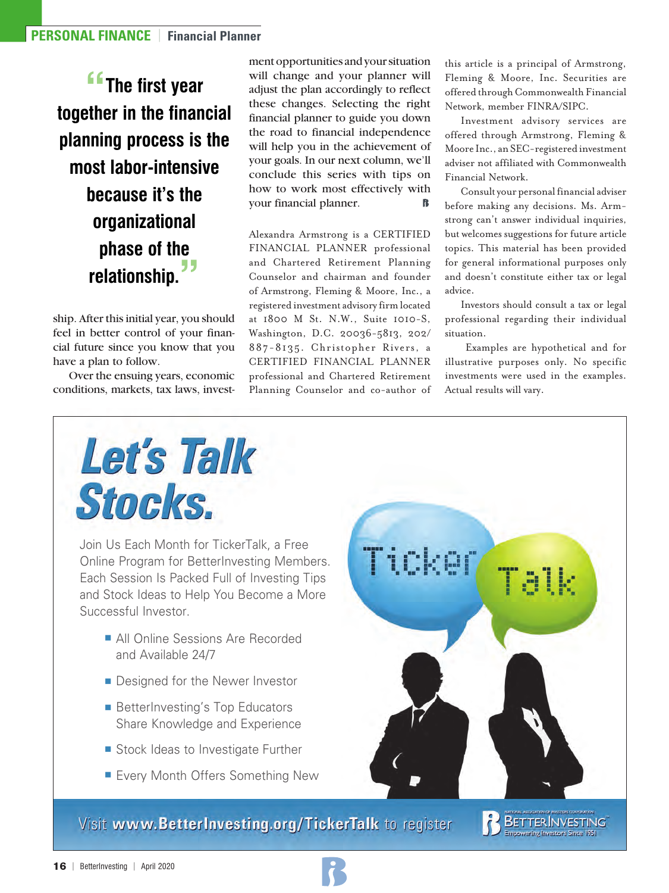> "The first year together in the financial planning process is the most labor-intensive because it's the organizational phase of the relationship."

ship. After this initial year, you should feel in better control of your financial future since you know that you have a plan to follow.

Over the ensuing years, economic conditions, markets, tax laws, investment opportunities and your situation will change and your planner will adjust the plan accordingly to reflect these changes. Selecting the right financial planner to guide you down the road to financial independence will help you in the achievement of your goals. In our next column, we'll conclude this series with tips on how to work most effectively with your financial planner.

Alexandra Armstrong is a CERTIFIED FINANCIAL PLANNER professional and Chartered Retirement Planning Counselor and chairman and founder of Armstrong, Fleming & Moore, Inc., a registered investment advisory firm located at 1800 M St. N.W., Suite 1010-S, Washington, D.C. 20036-5813, 202/887-8135. Christopher Rivers, a CERTIFIED FINANCIAL PLANNER professional and Chartered Retirement Planning Counselor and co-author of this article is a principal of Armstrong, Fleming & Moore, Inc. Securities are offered through Commonwealth Financial Network, member FINRA/SIPC.

Investment advisory services are offered through Armstrong, Fleming & Moore Inc., an SEC-registered investment adviser not affiliated with Commonwealth Financial Network.

Consult your personal financial adviser before making any decisions. Ms. Armstrong can't answer individual inquiries, but welcomes suggestions for future article topics. This material has been provided for general informational purposes only and doesn't constitute either tax or legal advice.

Investors should consult a tax or legal professional regarding their individual situation.

Examples are hypothetical and for illustrative purposes only. No specific investments were used in the examples. Actual results will vary.

# Let's Talk Stocks.

Join Us Each Month for TickerTalk, a Free Online Program for BetterInvesting Members. Each Session Is Packed Full of Investing Tips and Stock Ideas to Help You Become a More Successful Investor.

- All Online Sessions Are Recorded and Available 24/7
- Designed for the Newer Investor
- BetterInvesting's Top Educators Share Knowledge and Experience
- Stock Ideas to Investigate Further
- Every Month Offers Something New

Ticker Talk

Visit **www.BetterInvesting.org/TickerTalk** to register

National Association of Investors Corporation BetterInvesting™ Empowering Investors Since 1951